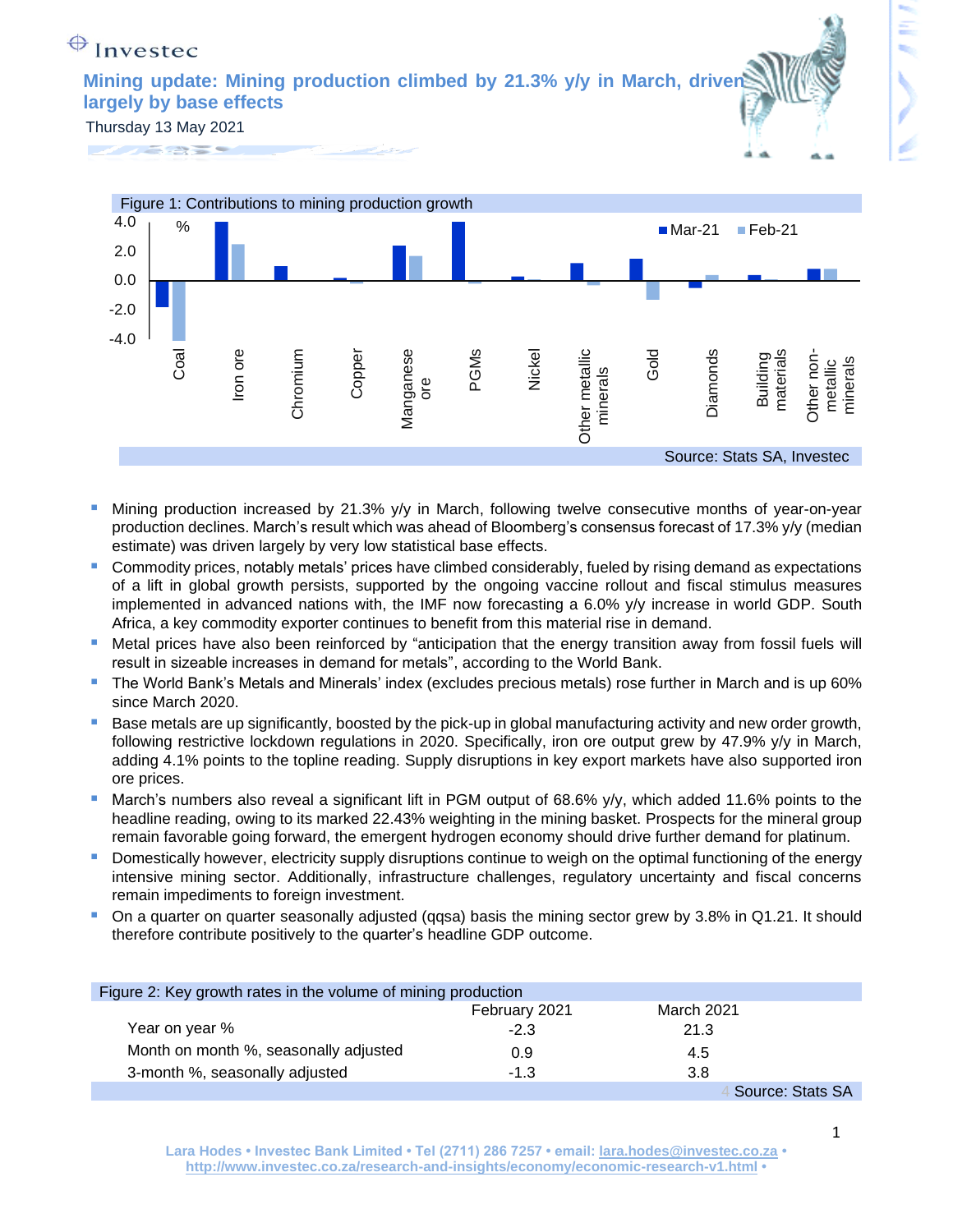Investec

# Mining update: Mining production climbed by 21.3% y/y in March, driven largely by base effects

Thursday 13 May 2021

Figure 1: Contributions to mining production growth

Source: Stats SA, Investec

- Mining production increased by 21.3% y/y in March, following twelve consecutive months of year-on-year production declines. March's result which was ahead of Bloomberg's consensus forecast of 17.3% y/y (median estimate) was driven largely by very low statistical base effects.
- Commodity prices, notably metals' prices have climbed considerably, fueled by rising demand as expectations of a lift in global growth persists, supported by the ongoing vaccine rollout and fiscal stimulus measures implemented in advanced nations with, the IMF now forecasting a 6.0% y/y increase in world GDP. South Africa, a key commodity exporter continues to benefit from this material rise in demand.
- Metal prices have also been reinforced by "anticipation that the energy transition away from fossil fuels will result in sizeable increases in demand for metals", according to the World Bank.
- The World Bank's Metals and Minerals' index (excludes precious metals) rose further in March and is up 60% since March 2020.
- Base metals are up significantly, boosted by the pick-up in global manufacturing activity and new order growth, following restrictive lockdown regulations in 2020. Specifically, iron ore output grew by 47.9% y/y in March, adding 4.1% points to the topline reading. Supply disruptions in key export markets have also supported iron ore prices.
- March's numbers also reveal a significant lift in PGM output of 68.6% y/y, which added 11.6% points to the headline reading, owing to its marked 22.43% weighting in the mining basket. Prospects for the mineral group remain favorable going forward, the emergent hydrogen economy should drive further demand for platinum.
- Domestically however, electricity supply disruptions continue to weigh on the optimal functioning of the energy intensive mining sector. Additionally, infrastructure challenges, regulatory uncertainty and fiscal concerns remain impediments to foreign investment.
- On a quarter on quarter seasonally adjusted (qqsa) basis the mining sector grew by 3.8% in Q1.21. It should therefore contribute positively to the quarter's headline GDP outcome.

Figure 2: Key growth rates in the volume of mining production

| | February 2021 | March 2021 |
|---|---|---|
| Year on year % | -2.3 | 21.3 |
| Month on month %, seasonally adjusted | 0.9 | 4.5 |
| 3-month %, seasonally adjusted | -1.3 | 3.8 |

Source: Stats SA

Lara Hodes • Investec Bank Limited • Tel (2711) 286 7257 • email: lara.hodes@investec.co.za • http://www.investec.co.za/research-and-insights/economy/economic-research-v1.html •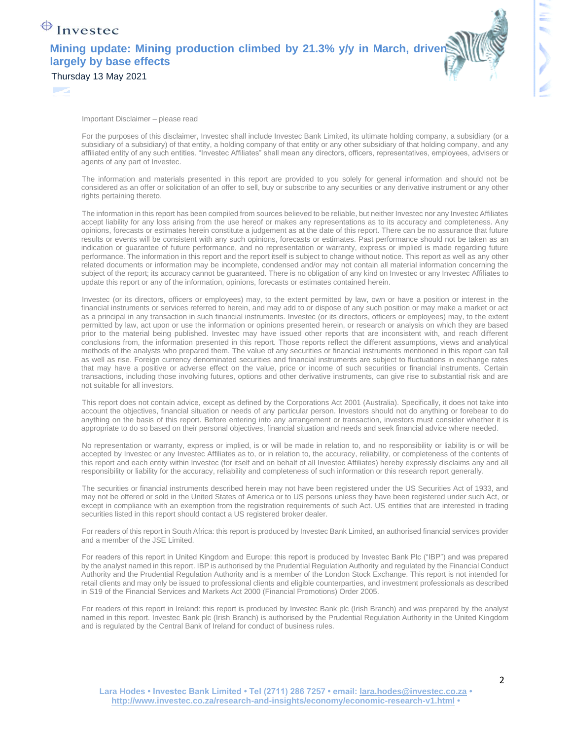Important Disclaimer – please read

For the purposes of this disclaimer, Investec shall include Investec Bank Limited, its ultimate holding company, a subsidiary (or a subsidiary of a subsidiary) of that entity, a holding company of that entity or any other subsidiary of that holding company, and any affiliated entity of any such entities. "Investec Affiliates" shall mean any directors, officers, representatives, employees, advisers or agents of any part of Investec.

The information and materials presented in this report are provided to you solely for general information and should not be considered as an offer or solicitation of an offer to sell, buy or subscribe to any securities or any derivative instrument or any other rights pertaining thereto.

The information in this report has been compiled from sources believed to be reliable, but neither Investec nor any Investec Affiliates accept liability for any loss arising from the use hereof or makes any representations as to its accuracy and completeness. Any opinions, forecasts or estimates herein constitute a judgement as at the date of this report. There can be no assurance that future results or events will be consistent with any such opinions, forecasts or estimates. Past performance should not be taken as an indication or guarantee of future performance, and no representation or warranty, express or implied is made regarding future performance. The information in this report and the report itself is subject to change without notice. This report as well as any other related documents or information may be incomplete, condensed and/or may not contain all material information concerning the subject of the report; its accuracy cannot be guaranteed. There is no obligation of any kind on Investec or any Investec Affiliates to update this report or any of the information, opinions, forecasts or estimates contained herein.

Investec (or its directors, officers or employees) may, to the extent permitted by law, own or have a position or interest in the financial instruments or services referred to herein, and may add to or dispose of any such position or may make a market or act as a principal in any transaction in such financial instruments. Investec (or its directors, officers or employees) may, to the extent permitted by law, act upon or use the information or opinions presented herein, or research or analysis on which they are based prior to the material being published. Investec may have issued other reports that are inconsistent with, and reach different conclusions from, the information presented in this report. Those reports reflect the different assumptions, views and analytical methods of the analysts who prepared them. The value of any securities or financial instruments mentioned in this report can fall as well as rise. Foreign currency denominated securities and financial instruments are subject to fluctuations in exchange rates that may have a positive or adverse effect on the value, price or income of such securities or financial instruments. Certain transactions, including those involving futures, options and other derivative instruments, can give rise to substantial risk and are not suitable for all investors.

This report does not contain advice, except as defined by the Corporations Act 2001 (Australia). Specifically, it does not take into account the objectives, financial situation or needs of any particular person. Investors should not do anything or forebear to do anything on the basis of this report. Before entering into any arrangement or transaction, investors must consider whether it is appropriate to do so based on their personal objectives, financial situation and needs and seek financial advice where needed.

No representation or warranty, express or implied, is or will be made in relation to, and no responsibility or liability is or will be accepted by Investec or any Investec Affiliates as to, or in relation to, the accuracy, reliability, or completeness of the contents of this report and each entity within Investec (for itself and on behalf of all Investec Affiliates) hereby expressly disclaims any and all responsibility or liability for the accuracy, reliability and completeness of such information or this research report generally.

The securities or financial instruments described herein may not have been registered under the US Securities Act of 1933, and may not be offered or sold in the United States of America or to US persons unless they have been registered under such Act, or except in compliance with an exemption from the registration requirements of such Act. US entities that are interested in trading securities listed in this report should contact a US registered broker dealer.

For readers of this report in South Africa: this report is produced by Investec Bank Limited, an authorised financial services provider and a member of the JSE Limited.

For readers of this report in United Kingdom and Europe: this report is produced by Investec Bank Plc ("IBP") and was prepared by the analyst named in this report. IBP is authorised by the Prudential Regulation Authority and regulated by the Financial Conduct Authority and the Prudential Regulation Authority and is a member of the London Stock Exchange. This report is not intended for retail clients and may only be issued to professional clients and eligible counterparties, and investment professionals as described in S19 of the Financial Services and Markets Act 2000 (Financial Promotions) Order 2005.

For readers of this report in Ireland: this report is produced by Investec Bank plc (Irish Branch) and was prepared by the analyst named in this report. Investec Bank plc (Irish Branch) is authorised by the Prudential Regulation Authority in the United Kingdom and is regulated by the Central Bank of Ireland for conduct of business rules.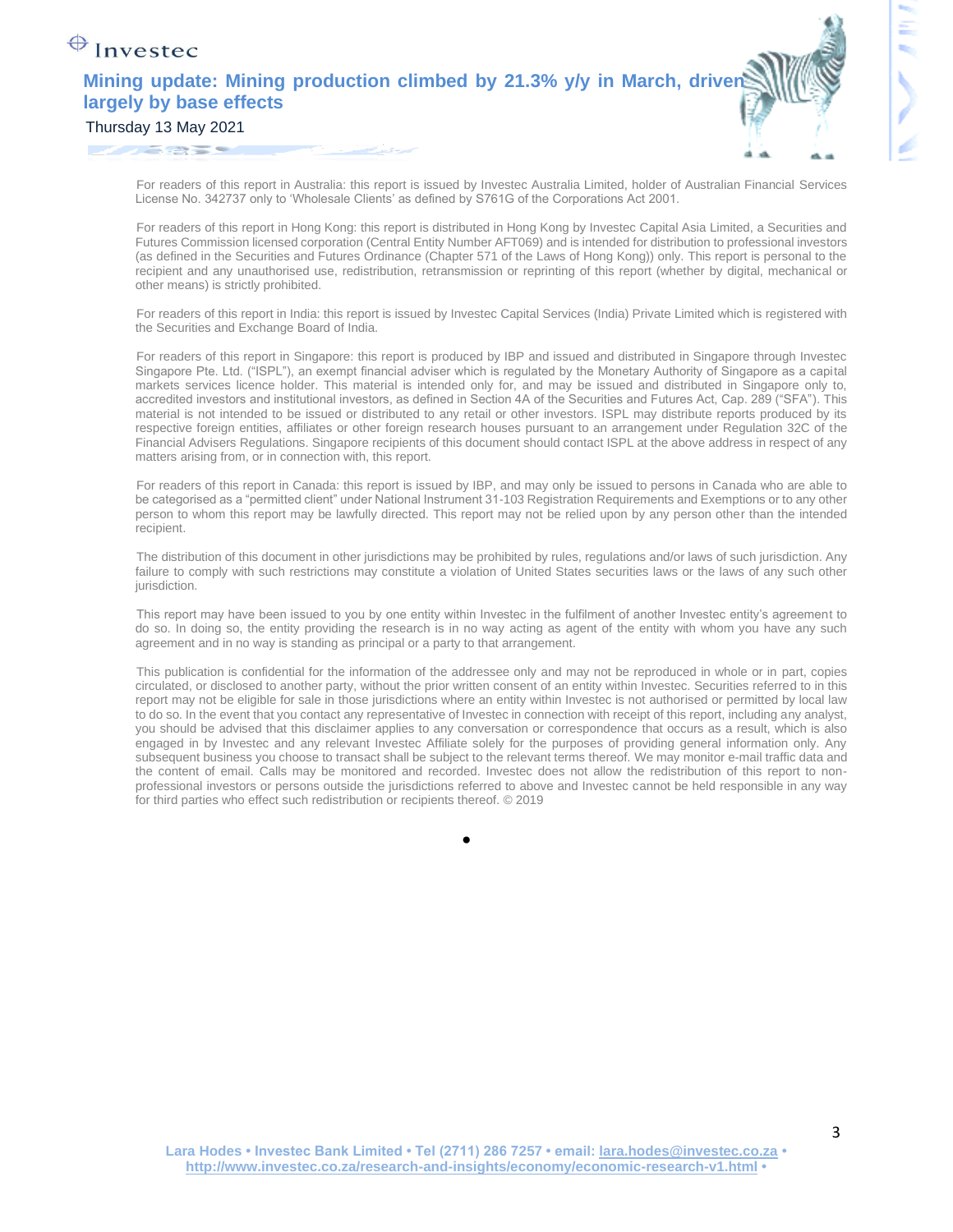For readers of this report in Australia: this report is issued by Investec Australia Limited, holder of Australian Financial Services License No. 342737 only to 'Wholesale Clients' as defined by S761G of the Corporations Act 2001.

For readers of this report in Hong Kong: this report is distributed in Hong Kong by Investec Capital Asia Limited, a Securities and Futures Commission licensed corporation (Central Entity Number AFT069) and is intended for distribution to professional investors (as defined in the Securities and Futures Ordinance (Chapter 571 of the Laws of Hong Kong)) only. This report is personal to the recipient and any unauthorised use, redistribution, retransmission or reprinting of this report (whether by digital, mechanical or other means) is strictly prohibited.

For readers of this report in India: this report is issued by Investec Capital Services (India) Private Limited which is registered with the Securities and Exchange Board of India.

For readers of this report in Singapore: this report is produced by IBP and issued and distributed in Singapore through Investec Singapore Pte. Ltd. ("ISPL"), an exempt financial adviser which is regulated by the Monetary Authority of Singapore as a capital markets services licence holder. This material is intended only for, and may be issued and distributed in Singapore only to, accredited investors and institutional investors, as defined in Section 4A of the Securities and Futures Act, Cap. 289 ("SFA"). This material is not intended to be issued or distributed to any retail or other investors. ISPL may distribute reports produced by its respective foreign entities, affiliates or other foreign research houses pursuant to an arrangement under Regulation 32C of the Financial Advisers Regulations. Singapore recipients of this document should contact ISPL at the above address in respect of any matters arising from, or in connection with, this report.

For readers of this report in Canada: this report is issued by IBP, and may only be issued to persons in Canada who are able to be categorised as a "permitted client" under National Instrument 31-103 Registration Requirements and Exemptions or to any other person to whom this report may be lawfully directed. This report may not be relied upon by any person other than the intended recipient.

The distribution of this document in other jurisdictions may be prohibited by rules, regulations and/or laws of such jurisdiction. Any failure to comply with such restrictions may constitute a violation of United States securities laws or the laws of any such other jurisdiction.

This report may have been issued to you by one entity within Investec in the fulfilment of another Investec entity's agreement to do so. In doing so, the entity providing the research is in no way acting as agent of the entity with whom you have any such agreement and in no way is standing as principal or a party to that arrangement.

This publication is confidential for the information of the addressee only and may not be reproduced in whole or in part, copies circulated, or disclosed to another party, without the prior written consent of an entity within Investec. Securities referred to in this report may not be eligible for sale in those jurisdictions where an entity within Investec is not authorised or permitted by local law to do so. In the event that you contact any representative of Investec in connection with receipt of this report, including any analyst, you should be advised that this disclaimer applies to any conversation or correspondence that occurs as a result, which is also engaged in by Investec and any relevant Investec Affiliate solely for the purposes of providing general information only. Any subsequent business you choose to transact shall be subject to the relevant terms thereof. We may monitor e-mail traffic data and the content of email. Calls may be monitored and recorded. Investec does not allow the redistribution of this report to non-professional investors or persons outside the jurisdictions referred to above and Investec cannot be held responsible in any way for third parties who effect such redistribution or recipients thereof. © 2019

•